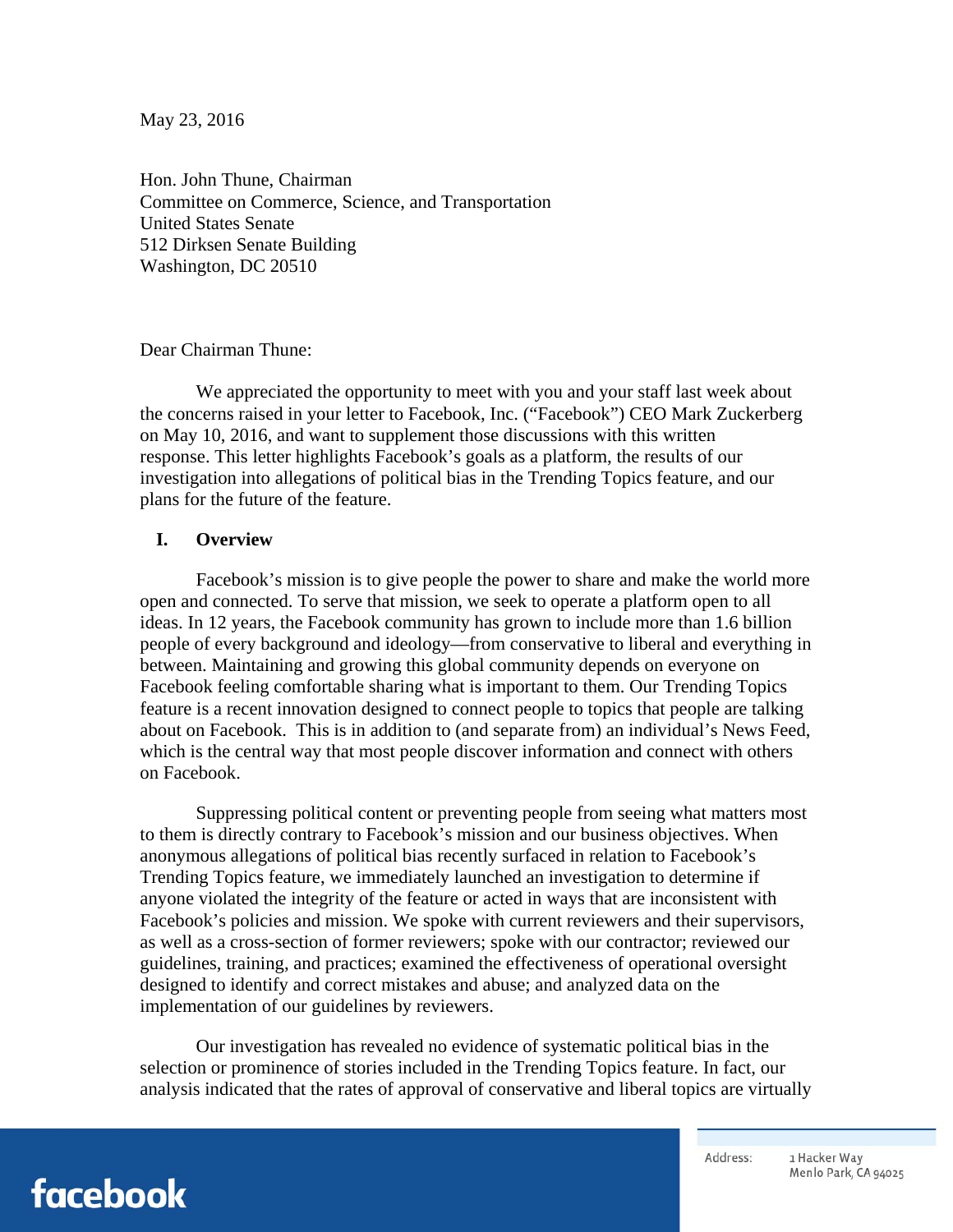May 23, 2016

Hon. John Thune, Chairman
Committee on Commerce, Science, and Transportation
United States Senate
512 Dirksen Senate Building
Washington, DC 20510

Dear Chairman Thune:

We appreciated the opportunity to meet with you and your staff last week about the concerns raised in your letter to Facebook, Inc. ("Facebook") CEO Mark Zuckerberg on May 10, 2016, and want to supplement those discussions with this written response. This letter highlights Facebook's goals as a platform, the results of our investigation into allegations of political bias in the Trending Topics feature, and our plans for the future of the feature.

## I. Overview

Facebook's mission is to give people the power to share and make the world more open and connected. To serve that mission, we seek to operate a platform open to all ideas. In 12 years, the Facebook community has grown to include more than 1.6 billion people of every background and ideology—from conservative to liberal and everything in between. Maintaining and growing this global community depends on everyone on Facebook feeling comfortable sharing what is important to them. Our Trending Topics feature is a recent innovation designed to connect people to topics that people are talking about on Facebook. This is in addition to (and separate from) an individual's News Feed, which is the central way that most people discover information and connect with others on Facebook.

Suppressing political content or preventing people from seeing what matters most to them is directly contrary to Facebook's mission and our business objectives. When anonymous allegations of political bias recently surfaced in relation to Facebook's Trending Topics feature, we immediately launched an investigation to determine if anyone violated the integrity of the feature or acted in ways that are inconsistent with Facebook's policies and mission. We spoke with current reviewers and their supervisors, as well as a cross-section of former reviewers; spoke with our contractor; reviewed our guidelines, training, and practices; examined the effectiveness of operational oversight designed to identify and correct mistakes and abuse; and analyzed data on the implementation of our guidelines by reviewers.

Our investigation has revealed no evidence of systematic political bias in the selection or prominence of stories included in the Trending Topics feature. In fact, our analysis indicated that the rates of approval of conservative and liberal topics are virtually

facebook

Address: 1 Hacker Way
Menlo Park, CA 94025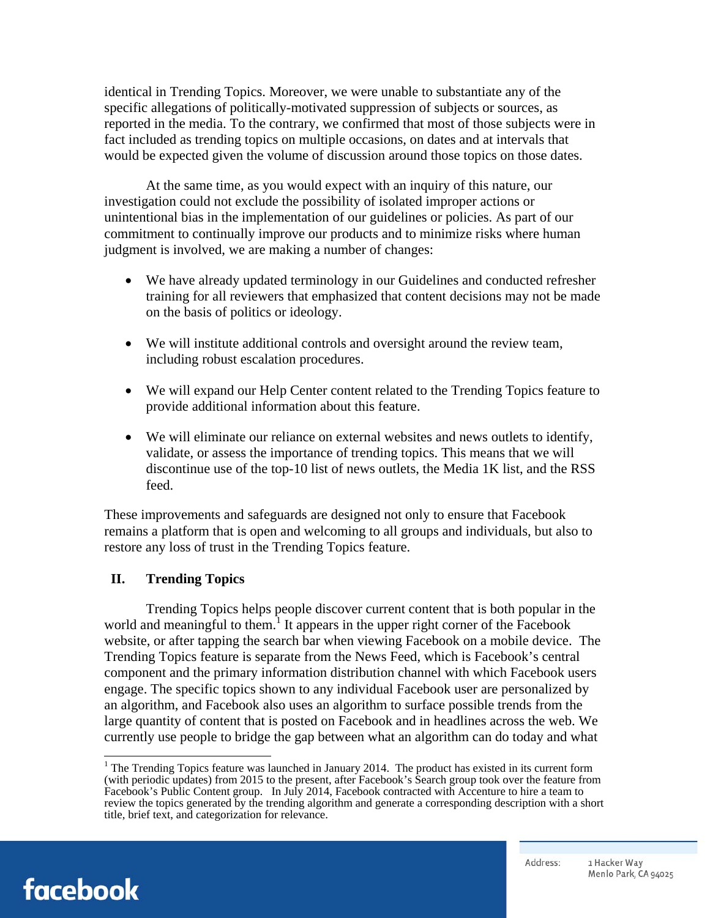identical in Trending Topics. Moreover, we were unable to substantiate any of the specific allegations of politically-motivated suppression of subjects or sources, as reported in the media. To the contrary, we confirmed that most of those subjects were in fact included as trending topics on multiple occasions, on dates and at intervals that would be expected given the volume of discussion around those topics on those dates.

At the same time, as you would expect with an inquiry of this nature, our investigation could not exclude the possibility of isolated improper actions or unintentional bias in the implementation of our guidelines or policies. As part of our commitment to continually improve our products and to minimize risks where human judgment is involved, we are making a number of changes:

- We have already updated terminology in our Guidelines and conducted refresher training for all reviewers that emphasized that content decisions may not be made on the basis of politics or ideology.
- We will institute additional controls and oversight around the review team, including robust escalation procedures.
- We will expand our Help Center content related to the Trending Topics feature to provide additional information about this feature.
- We will eliminate our reliance on external websites and news outlets to identify, validate, or assess the importance of trending topics. This means that we will discontinue use of the top-10 list of news outlets, the Media 1K list, and the RSS feed.

These improvements and safeguards are designed not only to ensure that Facebook remains a platform that is open and welcoming to all groups and individuals, but also to restore any loss of trust in the Trending Topics feature.

## II. Trending Topics

Trending Topics helps people discover current content that is both popular in the world and meaningful to them.[1] It appears in the upper right corner of the Facebook website, or after tapping the search bar when viewing Facebook on a mobile device. The Trending Topics feature is separate from the News Feed, which is Facebook's central component and the primary information distribution channel with which Facebook users engage. The specific topics shown to any individual Facebook user are personalized by an algorithm, and Facebook also uses an algorithm to surface possible trends from the large quantity of content that is posted on Facebook and in headlines across the web. We currently use people to bridge the gap between what an algorithm can do today and what

[1] The Trending Topics feature was launched in January 2014. The product has existed in its current form (with periodic updates) from 2015 to the present, after Facebook's Search group took over the feature from Facebook's Public Content group. In July 2014, Facebook contracted with Accenture to hire a team to review the topics generated by the trending algorithm and generate a corresponding description with a short title, brief text, and categorization for relevance.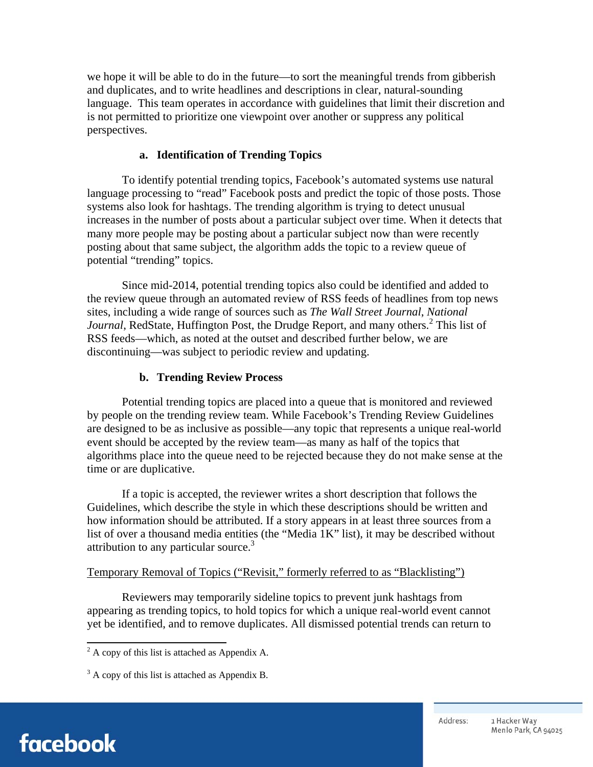we hope it will be able to do in the future—to sort the meaningful trends from gibberish and duplicates, and to write headlines and descriptions in clear, natural-sounding language. This team operates in accordance with guidelines that limit their discretion and is not permitted to prioritize one viewpoint over another or suppress any political perspectives.

### a. Identification of Trending Topics

To identify potential trending topics, Facebook's automated systems use natural language processing to "read" Facebook posts and predict the topic of those posts. Those systems also look for hashtags. The trending algorithm is trying to detect unusual increases in the number of posts about a particular subject over time. When it detects that many more people may be posting about a particular subject now than were recently posting about that same subject, the algorithm adds the topic to a review queue of potential "trending" topics.

Since mid-2014, potential trending topics also could be identified and added to the review queue through an automated review of RSS feeds of headlines from top news sites, including a wide range of sources such as *The Wall Street Journal*, *National Journal*, RedState, Huffington Post, the Drudge Report, and many others.[2] This list of RSS feeds—which, as noted at the outset and described further below, we are discontinuing—was subject to periodic review and updating.

### b. Trending Review Process

Potential trending topics are placed into a queue that is monitored and reviewed by people on the trending review team. While Facebook's Trending Review Guidelines are designed to be as inclusive as possible—any topic that represents a unique real-world event should be accepted by the review team—as many as half of the topics that algorithms place into the queue need to be rejected because they do not make sense at the time or are duplicative.

If a topic is accepted, the reviewer writes a short description that follows the Guidelines, which describe the style in which these descriptions should be written and how information should be attributed. If a story appears in at least three sources from a list of over a thousand media entities (the "Media 1K" list), it may be described without attribution to any particular source.[3]

<u>Temporary Removal of Topics ("Revisit," formerly referred to as "Blacklisting")</u>

Reviewers may temporarily sideline topics to prevent junk hashtags from appearing as trending topics, to hold topics for which a unique real-world event cannot yet be identified, and to remove duplicates. All dismissed potential trends can return to

[2] A copy of this list is attached as Appendix A.

[3] A copy of this list is attached as Appendix B.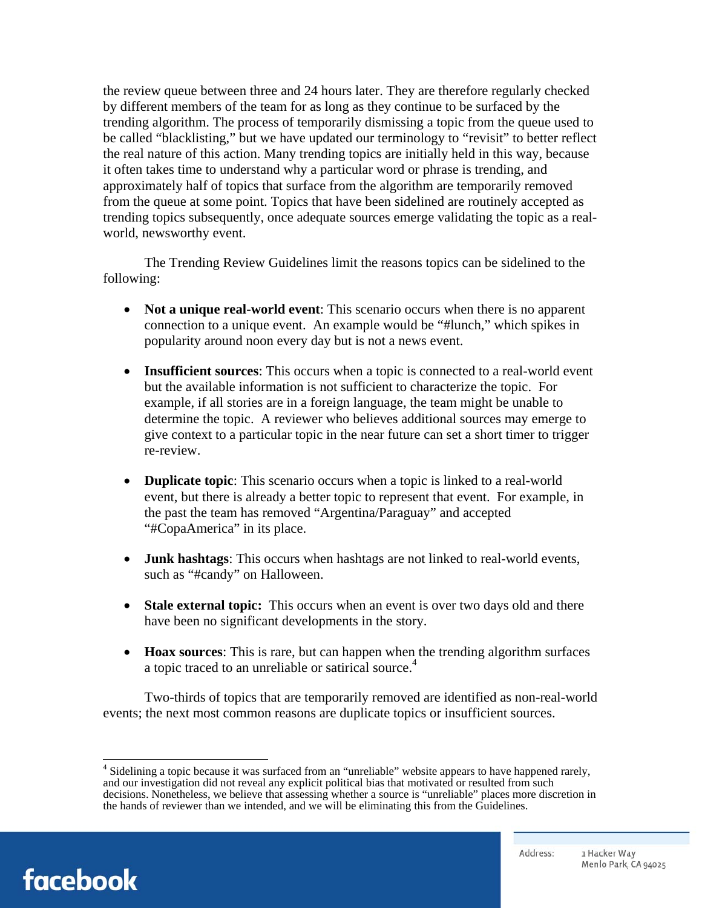the review queue between three and 24 hours later. They are therefore regularly checked by different members of the team for as long as they continue to be surfaced by the trending algorithm. The process of temporarily dismissing a topic from the queue used to be called "blacklisting," but we have updated our terminology to "revisit" to better reflect the real nature of this action. Many trending topics are initially held in this way, because it often takes time to understand why a particular word or phrase is trending, and approximately half of topics that surface from the algorithm are temporarily removed from the queue at some point. Topics that have been sidelined are routinely accepted as trending topics subsequently, once adequate sources emerge validating the topic as a real-world, newsworthy event.

The Trending Review Guidelines limit the reasons topics can be sidelined to the following:

- **Not a unique real-world event**: This scenario occurs when there is no apparent connection to a unique event. An example would be "#lunch," which spikes in popularity around noon every day but is not a news event.

- **Insufficient sources**: This occurs when a topic is connected to a real-world event but the available information is not sufficient to characterize the topic. For example, if all stories are in a foreign language, the team might be unable to determine the topic. A reviewer who believes additional sources may emerge to give context to a particular topic in the near future can set a short timer to trigger re-review.

- **Duplicate topic**: This scenario occurs when a topic is linked to a real-world event, but there is already a better topic to represent that event. For example, in the past the team has removed "Argentina/Paraguay" and accepted "#CopaAmerica" in its place.

- **Junk hashtags**: This occurs when hashtags are not linked to real-world events, such as "#candy" on Halloween.

- **Stale external topic:** This occurs when an event is over two days old and there have been no significant developments in the story.

- **Hoax sources**: This is rare, but can happen when the trending algorithm surfaces a topic traced to an unreliable or satirical source.[4]

Two-thirds of topics that are temporarily removed are identified as non-real-world events; the next most common reasons are duplicate topics or insufficient sources.

---

[4] Sidelining a topic because it was surfaced from an "unreliable" website appears to have happened rarely, and our investigation did not reveal any explicit political bias that motivated or resulted from such decisions. Nonetheless, we believe that assessing whether a source is "unreliable" places more discretion in the hands of reviewer than we intended, and we will be eliminating this from the Guidelines.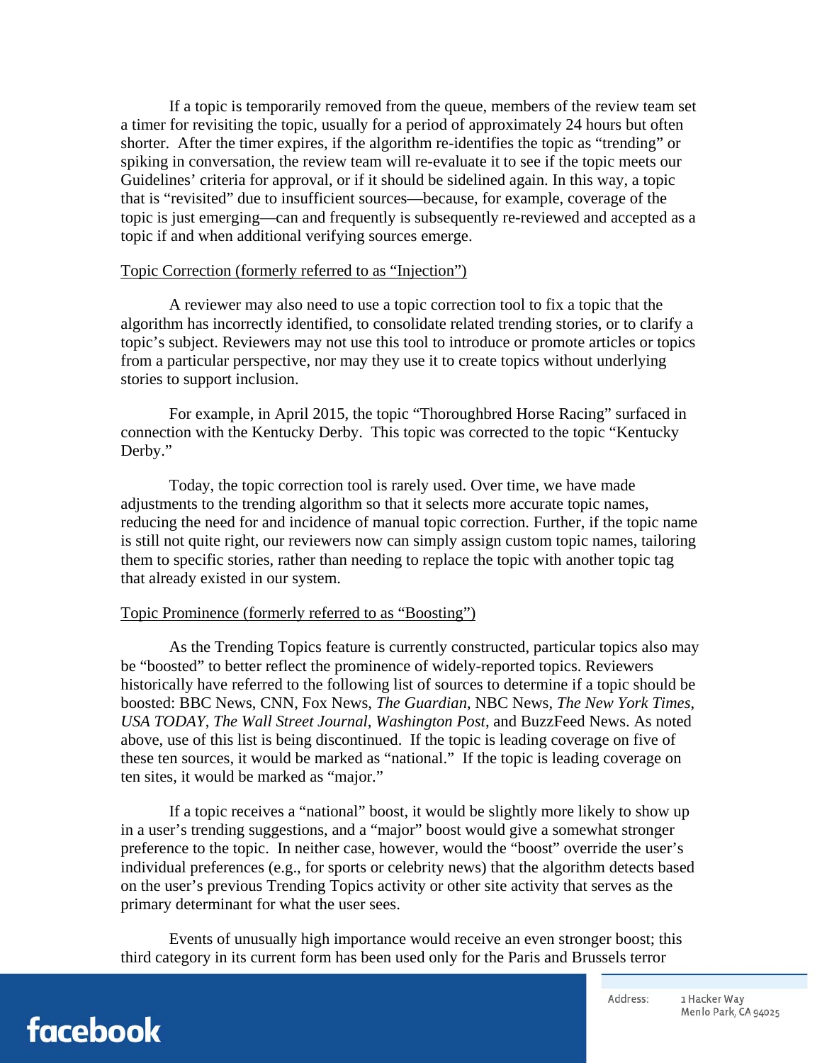If a topic is temporarily removed from the queue, members of the review team set a timer for revisiting the topic, usually for a period of approximately 24 hours but often shorter. After the timer expires, if the algorithm re-identifies the topic as "trending" or spiking in conversation, the review team will re-evaluate it to see if the topic meets our Guidelines' criteria for approval, or if it should be sidelined again. In this way, a topic that is "revisited" due to insufficient sources—because, for example, coverage of the topic is just emerging—can and frequently is subsequently re-reviewed and accepted as a topic if and when additional verifying sources emerge.

<u>Topic Correction (formerly referred to as "Injection")</u>

A reviewer may also need to use a topic correction tool to fix a topic that the algorithm has incorrectly identified, to consolidate related trending stories, or to clarify a topic's subject. Reviewers may not use this tool to introduce or promote articles or topics from a particular perspective, nor may they use it to create topics without underlying stories to support inclusion.

For example, in April 2015, the topic "Thoroughbred Horse Racing" surfaced in connection with the Kentucky Derby. This topic was corrected to the topic "Kentucky Derby."

Today, the topic correction tool is rarely used. Over time, we have made adjustments to the trending algorithm so that it selects more accurate topic names, reducing the need for and incidence of manual topic correction. Further, if the topic name is still not quite right, our reviewers now can simply assign custom topic names, tailoring them to specific stories, rather than needing to replace the topic with another topic tag that already existed in our system.

<u>Topic Prominence (formerly referred to as "Boosting")</u>

As the Trending Topics feature is currently constructed, particular topics also may be "boosted" to better reflect the prominence of widely-reported topics. Reviewers historically have referred to the following list of sources to determine if a topic should be boosted: BBC News, CNN, Fox News, *The Guardian*, NBC News, *The New York Times*, *USA TODAY*, *The Wall Street Journal*, *Washington Post*, and BuzzFeed News. As noted above, use of this list is being discontinued. If the topic is leading coverage on five of these ten sources, it would be marked as "national." If the topic is leading coverage on ten sites, it would be marked as "major."

If a topic receives a "national" boost, it would be slightly more likely to show up in a user's trending suggestions, and a "major" boost would give a somewhat stronger preference to the topic. In neither case, however, would the "boost" override the user's individual preferences (e.g., for sports or celebrity news) that the algorithm detects based on the user's previous Trending Topics activity or other site activity that serves as the primary determinant for what the user sees.

Events of unusually high importance would receive an even stronger boost; this third category in its current form has been used only for the Paris and Brussels terror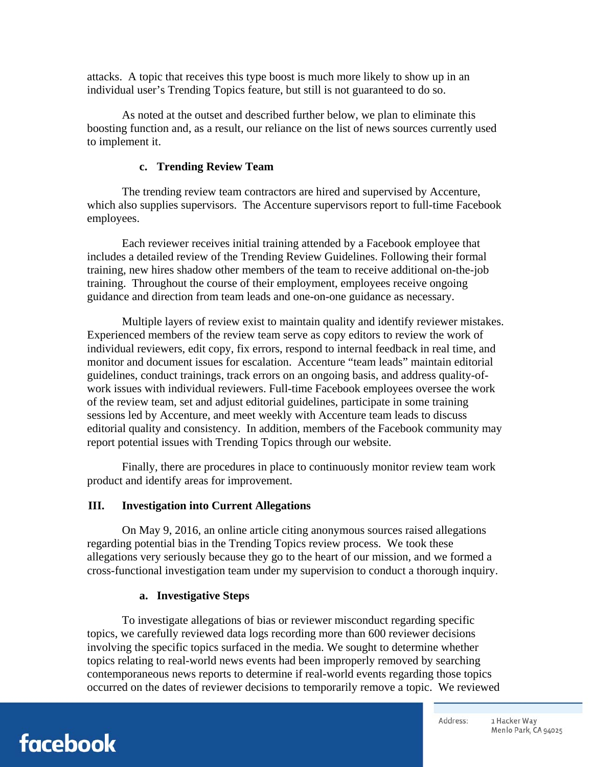attacks. A topic that receives this type boost is much more likely to show up in an individual user's Trending Topics feature, but still is not guaranteed to do so.

As noted at the outset and described further below, we plan to eliminate this boosting function and, as a result, our reliance on the list of news sources currently used to implement it.

### c. Trending Review Team

The trending review team contractors are hired and supervised by Accenture, which also supplies supervisors. The Accenture supervisors report to full-time Facebook employees.

Each reviewer receives initial training attended by a Facebook employee that includes a detailed review of the Trending Review Guidelines. Following their formal training, new hires shadow other members of the team to receive additional on-the-job training. Throughout the course of their employment, employees receive ongoing guidance and direction from team leads and one-on-one guidance as necessary.

Multiple layers of review exist to maintain quality and identify reviewer mistakes. Experienced members of the review team serve as copy editors to review the work of individual reviewers, edit copy, fix errors, respond to internal feedback in real time, and monitor and document issues for escalation. Accenture "team leads" maintain editorial guidelines, conduct trainings, track errors on an ongoing basis, and address quality-of-work issues with individual reviewers. Full-time Facebook employees oversee the work of the review team, set and adjust editorial guidelines, participate in some training sessions led by Accenture, and meet weekly with Accenture team leads to discuss editorial quality and consistency. In addition, members of the Facebook community may report potential issues with Trending Topics through our website.

Finally, there are procedures in place to continuously monitor review team work product and identify areas for improvement.

## III. Investigation into Current Allegations

On May 9, 2016, an online article citing anonymous sources raised allegations regarding potential bias in the Trending Topics review process. We took these allegations very seriously because they go to the heart of our mission, and we formed a cross-functional investigation team under my supervision to conduct a thorough inquiry.

### a. Investigative Steps

To investigate allegations of bias or reviewer misconduct regarding specific topics, we carefully reviewed data logs recording more than 600 reviewer decisions involving the specific topics surfaced in the media. We sought to determine whether topics relating to real-world news events had been improperly removed by searching contemporaneous news reports to determine if real-world events regarding those topics occurred on the dates of reviewer decisions to temporarily remove a topic. We reviewed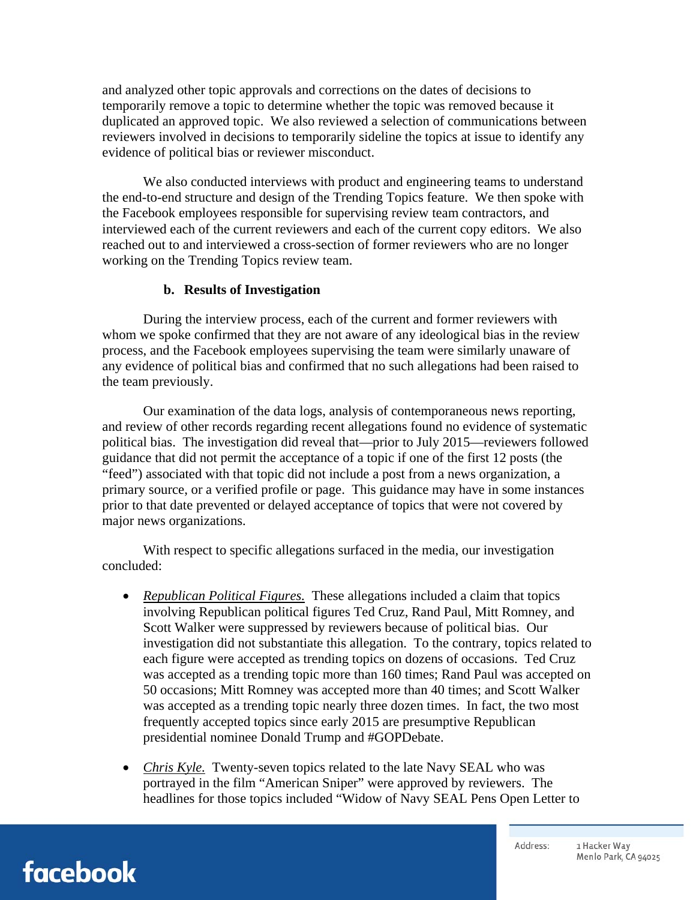and analyzed other topic approvals and corrections on the dates of decisions to temporarily remove a topic to determine whether the topic was removed because it duplicated an approved topic. We also reviewed a selection of communications between reviewers involved in decisions to temporarily sideline the topics at issue to identify any evidence of political bias or reviewer misconduct.

We also conducted interviews with product and engineering teams to understand the end-to-end structure and design of the Trending Topics feature. We then spoke with the Facebook employees responsible for supervising review team contractors, and interviewed each of the current reviewers and each of the current copy editors. We also reached out to and interviewed a cross-section of former reviewers who are no longer working on the Trending Topics review team.

**b. Results of Investigation**

During the interview process, each of the current and former reviewers with whom we spoke confirmed that they are not aware of any ideological bias in the review process, and the Facebook employees supervising the team were similarly unaware of any evidence of political bias and confirmed that no such allegations had been raised to the team previously.

Our examination of the data logs, analysis of contemporaneous news reporting, and review of other records regarding recent allegations found no evidence of systematic political bias. The investigation did reveal that—prior to July 2015—reviewers followed guidance that did not permit the acceptance of a topic if one of the first 12 posts (the "feed") associated with that topic did not include a post from a news organization, a primary source, or a verified profile or page. This guidance may have in some instances prior to that date prevented or delayed acceptance of topics that were not covered by major news organizations.

With respect to specific allegations surfaced in the media, our investigation concluded:

- *Republican Political Figures.* These allegations included a claim that topics involving Republican political figures Ted Cruz, Rand Paul, Mitt Romney, and Scott Walker were suppressed by reviewers because of political bias. Our investigation did not substantiate this allegation. To the contrary, topics related to each figure were accepted as trending topics on dozens of occasions. Ted Cruz was accepted as a trending topic more than 160 times; Rand Paul was accepted on 50 occasions; Mitt Romney was accepted more than 40 times; and Scott Walker was accepted as a trending topic nearly three dozen times. In fact, the two most frequently accepted topics since early 2015 are presumptive Republican presidential nominee Donald Trump and #GOPDebate.
- *Chris Kyle.* Twenty-seven topics related to the late Navy SEAL who was portrayed in the film "American Sniper" were approved by reviewers. The headlines for those topics included "Widow of Navy SEAL Pens Open Letter to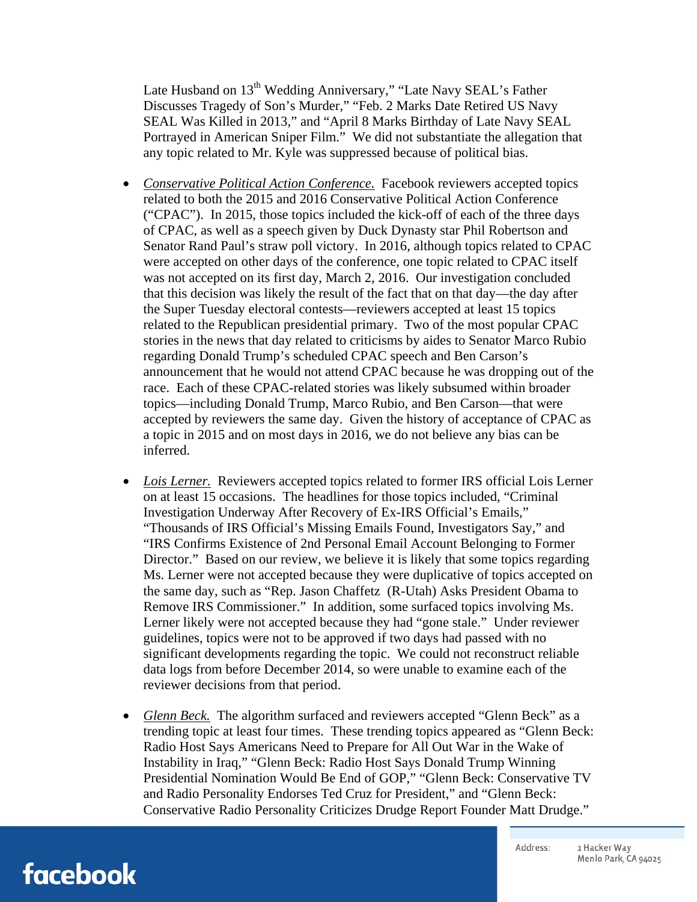Late Husband on 13th Wedding Anniversary," "Late Navy SEAL's Father Discusses Tragedy of Son's Murder," "Feb. 2 Marks Date Retired US Navy SEAL Was Killed in 2013," and "April 8 Marks Birthday of Late Navy SEAL Portrayed in American Sniper Film." We did not substantiate the allegation that any topic related to Mr. Kyle was suppressed because of political bias.

- *Conservative Political Action Conference.* Facebook reviewers accepted topics related to both the 2015 and 2016 Conservative Political Action Conference ("CPAC"). In 2015, those topics included the kick-off of each of the three days of CPAC, as well as a speech given by Duck Dynasty star Phil Robertson and Senator Rand Paul's straw poll victory. In 2016, although topics related to CPAC were accepted on other days of the conference, one topic related to CPAC itself was not accepted on its first day, March 2, 2016. Our investigation concluded that this decision was likely the result of the fact that on that day—the day after the Super Tuesday electoral contests—reviewers accepted at least 15 topics related to the Republican presidential primary. Two of the most popular CPAC stories in the news that day related to criticisms by aides to Senator Marco Rubio regarding Donald Trump's scheduled CPAC speech and Ben Carson's announcement that he would not attend CPAC because he was dropping out of the race. Each of these CPAC-related stories was likely subsumed within broader topics—including Donald Trump, Marco Rubio, and Ben Carson—that were accepted by reviewers the same day. Given the history of acceptance of CPAC as a topic in 2015 and on most days in 2016, we do not believe any bias can be inferred.

- *Lois Lerner.* Reviewers accepted topics related to former IRS official Lois Lerner on at least 15 occasions. The headlines for those topics included, "Criminal Investigation Underway After Recovery of Ex-IRS Official's Emails," "Thousands of IRS Official's Missing Emails Found, Investigators Say," and "IRS Confirms Existence of 2nd Personal Email Account Belonging to Former Director." Based on our review, we believe it is likely that some topics regarding Ms. Lerner were not accepted because they were duplicative of topics accepted on the same day, such as "Rep. Jason Chaffetz (R-Utah) Asks President Obama to Remove IRS Commissioner." In addition, some surfaced topics involving Ms. Lerner likely were not accepted because they had "gone stale." Under reviewer guidelines, topics were not to be approved if two days had passed with no significant developments regarding the topic. We could not reconstruct reliable data logs from before December 2014, so were unable to examine each of the reviewer decisions from that period.

- *Glenn Beck.* The algorithm surfaced and reviewers accepted "Glenn Beck" as a trending topic at least four times. These trending topics appeared as "Glenn Beck: Radio Host Says Americans Need to Prepare for All Out War in the Wake of Instability in Iraq," "Glenn Beck: Radio Host Says Donald Trump Winning Presidential Nomination Would Be End of GOP," "Glenn Beck: Conservative TV and Radio Personality Endorses Ted Cruz for President," and "Glenn Beck: Conservative Radio Personality Criticizes Drudge Report Founder Matt Drudge."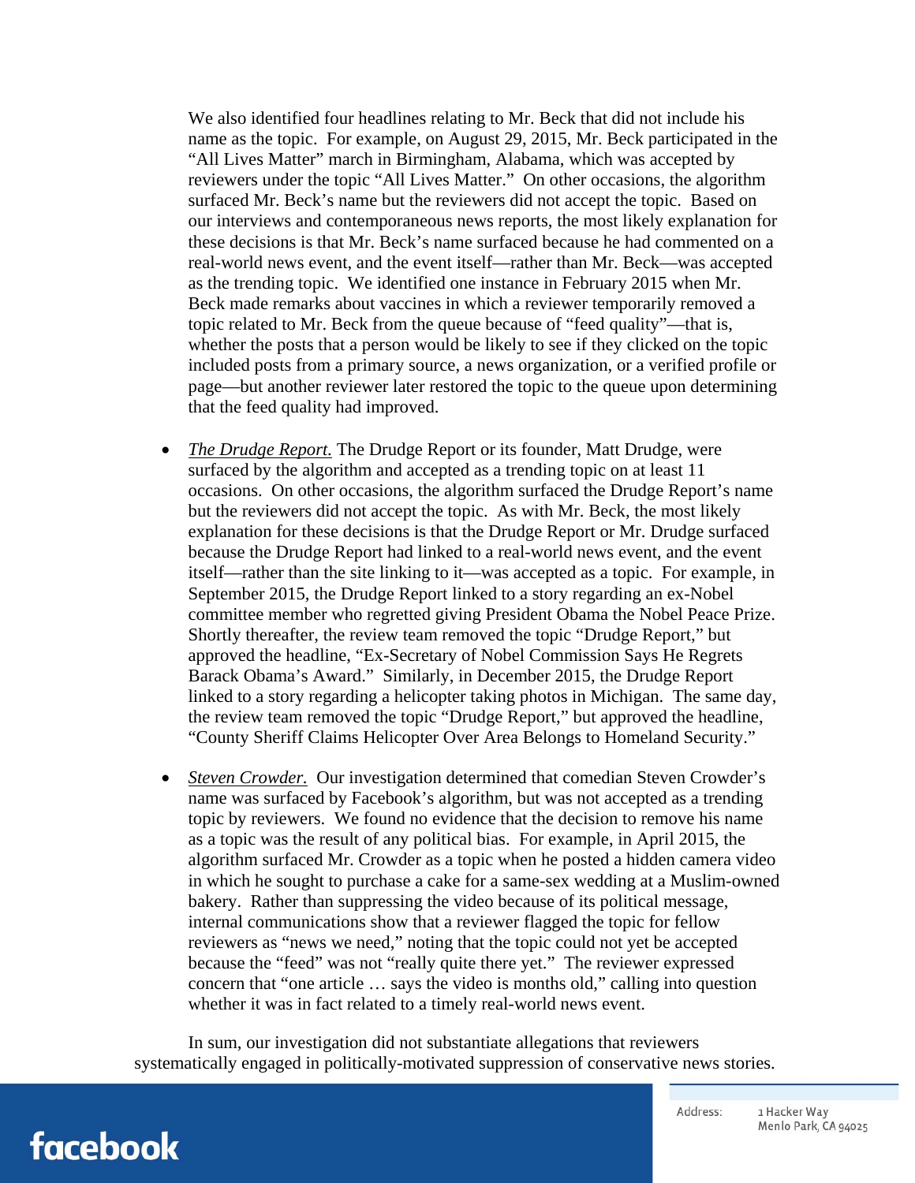We also identified four headlines relating to Mr. Beck that did not include his name as the topic. For example, on August 29, 2015, Mr. Beck participated in the "All Lives Matter" march in Birmingham, Alabama, which was accepted by reviewers under the topic "All Lives Matter." On other occasions, the algorithm surfaced Mr. Beck's name but the reviewers did not accept the topic. Based on our interviews and contemporaneous news reports, the most likely explanation for these decisions is that Mr. Beck's name surfaced because he had commented on a real-world news event, and the event itself—rather than Mr. Beck—was accepted as the trending topic. We identified one instance in February 2015 when Mr. Beck made remarks about vaccines in which a reviewer temporarily removed a topic related to Mr. Beck from the queue because of "feed quality"—that is, whether the posts that a person would be likely to see if they clicked on the topic included posts from a primary source, a news organization, or a verified profile or page—but another reviewer later restored the topic to the queue upon determining that the feed quality had improved.

- *The Drudge Report.* The Drudge Report or its founder, Matt Drudge, were surfaced by the algorithm and accepted as a trending topic on at least 11 occasions. On other occasions, the algorithm surfaced the Drudge Report's name but the reviewers did not accept the topic. As with Mr. Beck, the most likely explanation for these decisions is that the Drudge Report or Mr. Drudge surfaced because the Drudge Report had linked to a real-world news event, and the event itself—rather than the site linking to it—was accepted as a topic. For example, in September 2015, the Drudge Report linked to a story regarding an ex-Nobel committee member who regretted giving President Obama the Nobel Peace Prize. Shortly thereafter, the review team removed the topic "Drudge Report," but approved the headline, "Ex-Secretary of Nobel Commission Says He Regrets Barack Obama's Award." Similarly, in December 2015, the Drudge Report linked to a story regarding a helicopter taking photos in Michigan. The same day, the review team removed the topic "Drudge Report," but approved the headline, "County Sheriff Claims Helicopter Over Area Belongs to Homeland Security."

- *Steven Crowder.* Our investigation determined that comedian Steven Crowder's name was surfaced by Facebook's algorithm, but was not accepted as a trending topic by reviewers. We found no evidence that the decision to remove his name as a topic was the result of any political bias. For example, in April 2015, the algorithm surfaced Mr. Crowder as a topic when he posted a hidden camera video in which he sought to purchase a cake for a same-sex wedding at a Muslim-owned bakery. Rather than suppressing the video because of its political message, internal communications show that a reviewer flagged the topic for fellow reviewers as "news we need," noting that the topic could not yet be accepted because the "feed" was not "really quite there yet." The reviewer expressed concern that "one article … says the video is months old," calling into question whether it was in fact related to a timely real-world news event.

In sum, our investigation did not substantiate allegations that reviewers systematically engaged in politically-motivated suppression of conservative news stories.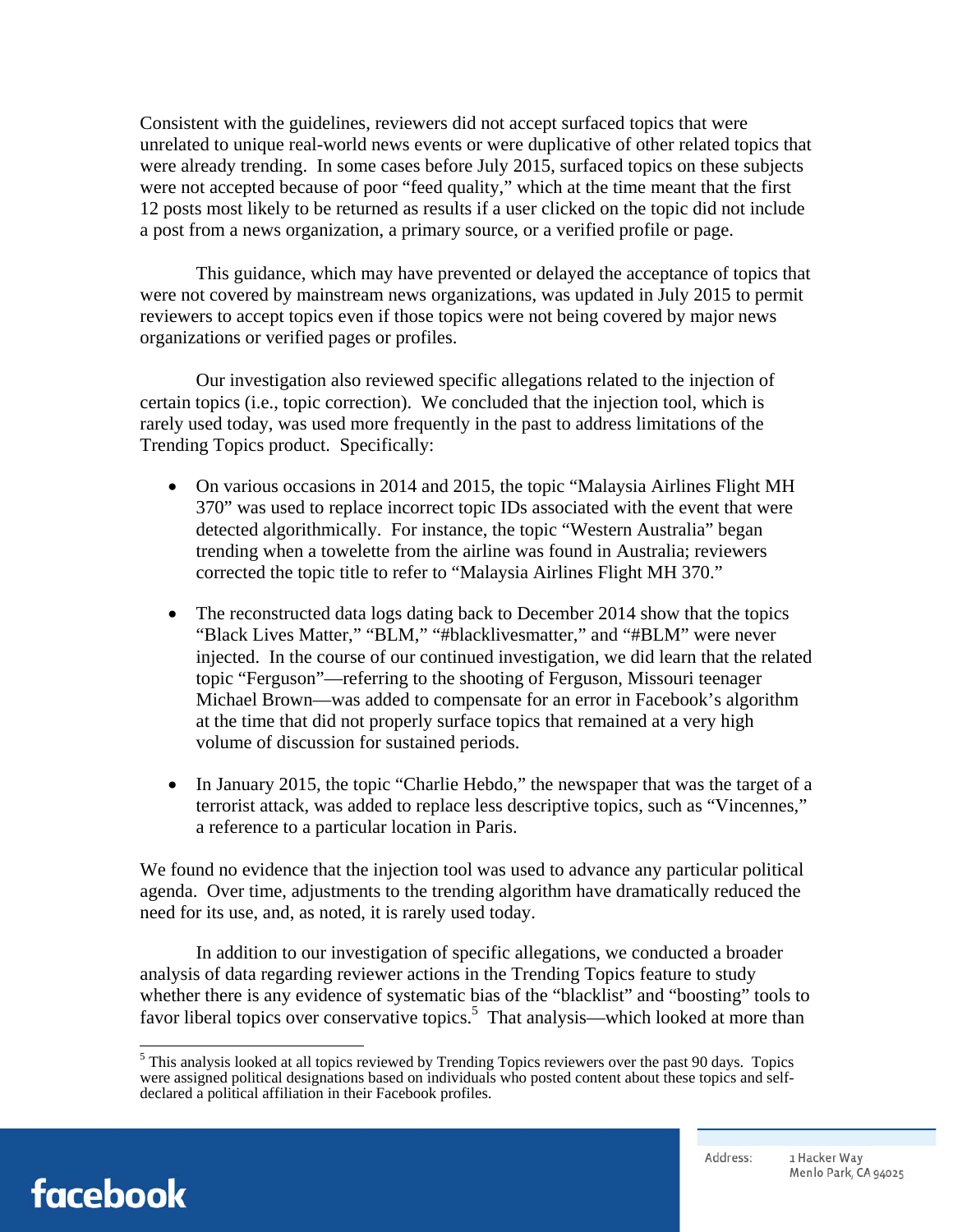Consistent with the guidelines, reviewers did not accept surfaced topics that were unrelated to unique real-world news events or were duplicative of other related topics that were already trending. In some cases before July 2015, surfaced topics on these subjects were not accepted because of poor "feed quality," which at the time meant that the first 12 posts most likely to be returned as results if a user clicked on the topic did not include a post from a news organization, a primary source, or a verified profile or page.

This guidance, which may have prevented or delayed the acceptance of topics that were not covered by mainstream news organizations, was updated in July 2015 to permit reviewers to accept topics even if those topics were not being covered by major news organizations or verified pages or profiles.

Our investigation also reviewed specific allegations related to the injection of certain topics (i.e., topic correction). We concluded that the injection tool, which is rarely used today, was used more frequently in the past to address limitations of the Trending Topics product. Specifically:

- On various occasions in 2014 and 2015, the topic "Malaysia Airlines Flight MH 370" was used to replace incorrect topic IDs associated with the event that were detected algorithmically. For instance, the topic "Western Australia" began trending when a towelette from the airline was found in Australia; reviewers corrected the topic title to refer to "Malaysia Airlines Flight MH 370."

- The reconstructed data logs dating back to December 2014 show that the topics "Black Lives Matter," "BLM," "#blacklivesmatter," and "#BLM" were never injected. In the course of our continued investigation, we did learn that the related topic "Ferguson"—referring to the shooting of Ferguson, Missouri teenager Michael Brown—was added to compensate for an error in Facebook's algorithm at the time that did not properly surface topics that remained at a very high volume of discussion for sustained periods.

- In January 2015, the topic "Charlie Hebdo," the newspaper that was the target of a terrorist attack, was added to replace less descriptive topics, such as "Vincennes," a reference to a particular location in Paris.

We found no evidence that the injection tool was used to advance any particular political agenda. Over time, adjustments to the trending algorithm have dramatically reduced the need for its use, and, as noted, it is rarely used today.

In addition to our investigation of specific allegations, we conducted a broader analysis of data regarding reviewer actions in the Trending Topics feature to study whether there is any evidence of systematic bias of the "blacklist" and "boosting" tools to favor liberal topics over conservative topics.[5] That analysis—which looked at more than

[5] This analysis looked at all topics reviewed by Trending Topics reviewers over the past 90 days. Topics were assigned political designations based on individuals who posted content about these topics and self-declared a political affiliation in their Facebook profiles.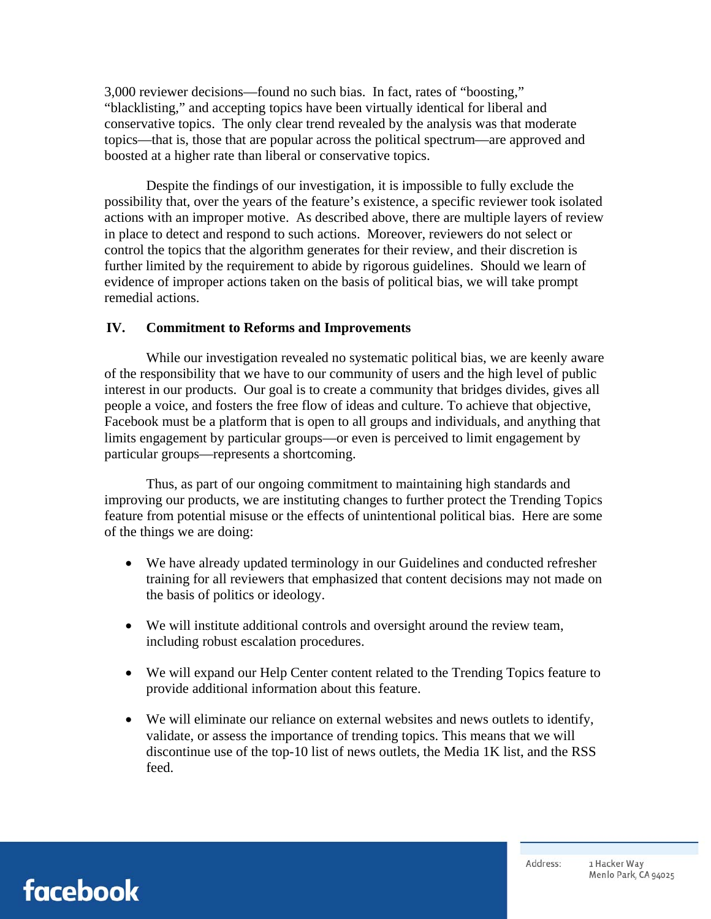3,000 reviewer decisions—found no such bias. In fact, rates of "boosting," "blacklisting," and accepting topics have been virtually identical for liberal and conservative topics. The only clear trend revealed by the analysis was that moderate topics—that is, those that are popular across the political spectrum—are approved and boosted at a higher rate than liberal or conservative topics.

Despite the findings of our investigation, it is impossible to fully exclude the possibility that, over the years of the feature's existence, a specific reviewer took isolated actions with an improper motive. As described above, there are multiple layers of review in place to detect and respond to such actions. Moreover, reviewers do not select or control the topics that the algorithm generates for their review, and their discretion is further limited by the requirement to abide by rigorous guidelines. Should we learn of evidence of improper actions taken on the basis of political bias, we will take prompt remedial actions.

## IV. Commitment to Reforms and Improvements

While our investigation revealed no systematic political bias, we are keenly aware of the responsibility that we have to our community of users and the high level of public interest in our products. Our goal is to create a community that bridges divides, gives all people a voice, and fosters the free flow of ideas and culture. To achieve that objective, Facebook must be a platform that is open to all groups and individuals, and anything that limits engagement by particular groups—or even is perceived to limit engagement by particular groups—represents a shortcoming.

Thus, as part of our ongoing commitment to maintaining high standards and improving our products, we are instituting changes to further protect the Trending Topics feature from potential misuse or the effects of unintentional political bias. Here are some of the things we are doing:

- We have already updated terminology in our Guidelines and conducted refresher training for all reviewers that emphasized that content decisions may not made on the basis of politics or ideology.

- We will institute additional controls and oversight around the review team, including robust escalation procedures.

- We will expand our Help Center content related to the Trending Topics feature to provide additional information about this feature.

- We will eliminate our reliance on external websites and news outlets to identify, validate, or assess the importance of trending topics. This means that we will discontinue use of the top-10 list of news outlets, the Media 1K list, and the RSS feed.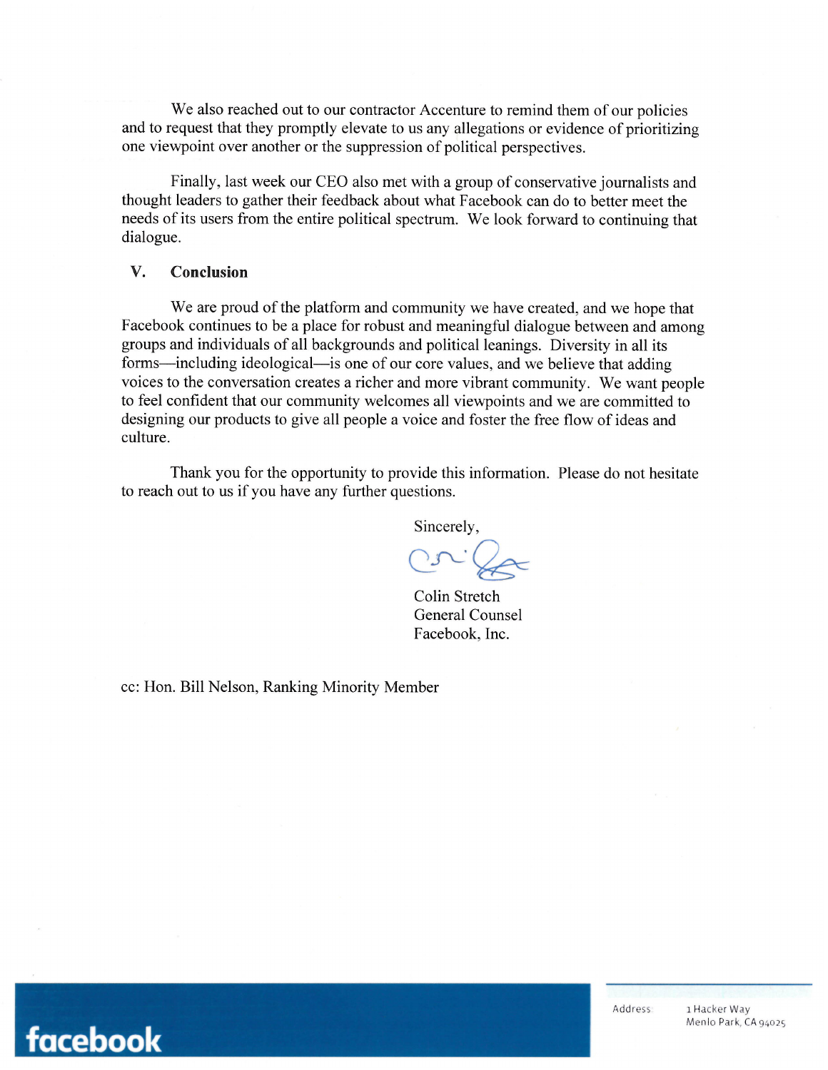We also reached out to our contractor Accenture to remind them of our policies and to request that they promptly elevate to us any allegations or evidence of prioritizing one viewpoint over another or the suppression of political perspectives.

Finally, last week our CEO also met with a group of conservative journalists and thought leaders to gather their feedback about what Facebook can do to better meet the needs of its users from the entire political spectrum. We look forward to continuing that dialogue.

## V. Conclusion

We are proud of the platform and community we have created, and we hope that Facebook continues to be a place for robust and meaningful dialogue between and among groups and individuals of all backgrounds and political leanings. Diversity in all its forms—including ideological—is one of our core values, and we believe that adding voices to the conversation creates a richer and more vibrant community. We want people to feel confident that our community welcomes all viewpoints and we are committed to designing our products to give all people a voice and foster the free flow of ideas and culture.

Thank you for the opportunity to provide this information. Please do not hesitate to reach out to us if you have any further questions.

Sincerely,

Colin Stretch
General Counsel
Facebook, Inc.

cc: Hon. Bill Nelson, Ranking Minority Member

facebook

Address: 1 Hacker Way
Menlo Park, CA 94025